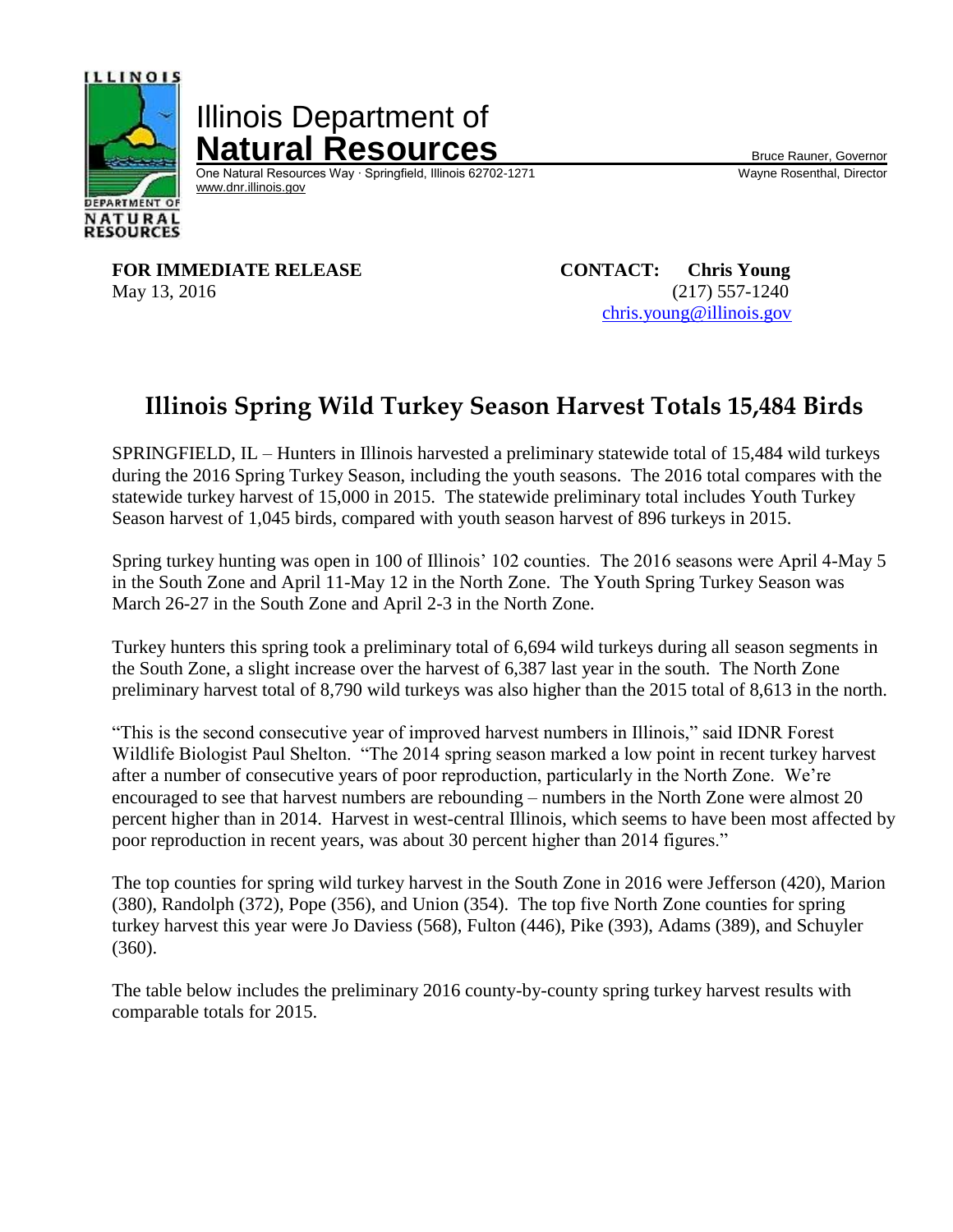Illinois Department of
**Natural Resources**

One Natural Resources Way · Springfield, Illinois 62702-1271
www.dnr.illinois.gov

Bruce Rauner, Governor
Wayne Rosenthal, Director

**FOR IMMEDIATE RELEASE**
May 13, 2016

**CONTACT: Chris Young**
(217) 557-1240
chris.young@illinois.gov

# Illinois Spring Wild Turkey Season Harvest Totals 15,484 Birds

SPRINGFIELD, IL – Hunters in Illinois harvested a preliminary statewide total of 15,484 wild turkeys during the 2016 Spring Turkey Season, including the youth seasons. The 2016 total compares with the statewide turkey harvest of 15,000 in 2015. The statewide preliminary total includes Youth Turkey Season harvest of 1,045 birds, compared with youth season harvest of 896 turkeys in 2015.

Spring turkey hunting was open in 100 of Illinois' 102 counties. The 2016 seasons were April 4-May 5 in the South Zone and April 11-May 12 in the North Zone. The Youth Spring Turkey Season was March 26-27 in the South Zone and April 2-3 in the North Zone.

Turkey hunters this spring took a preliminary total of 6,694 wild turkeys during all season segments in the South Zone, a slight increase over the harvest of 6,387 last year in the south. The North Zone preliminary harvest total of 8,790 wild turkeys was also higher than the 2015 total of 8,613 in the north.

"This is the second consecutive year of improved harvest numbers in Illinois," said IDNR Forest Wildlife Biologist Paul Shelton. "The 2014 spring season marked a low point in recent turkey harvest after a number of consecutive years of poor reproduction, particularly in the North Zone. We're encouraged to see that harvest numbers are rebounding – numbers in the North Zone were almost 20 percent higher than in 2014. Harvest in west-central Illinois, which seems to have been most affected by poor reproduction in recent years, was about 30 percent higher than 2014 figures."

The top counties for spring wild turkey harvest in the South Zone in 2016 were Jefferson (420), Marion (380), Randolph (372), Pope (356), and Union (354). The top five North Zone counties for spring turkey harvest this year were Jo Daviess (568), Fulton (446), Pike (393), Adams (389), and Schuyler (360).

The table below includes the preliminary 2016 county-by-county spring turkey harvest results with comparable totals for 2015.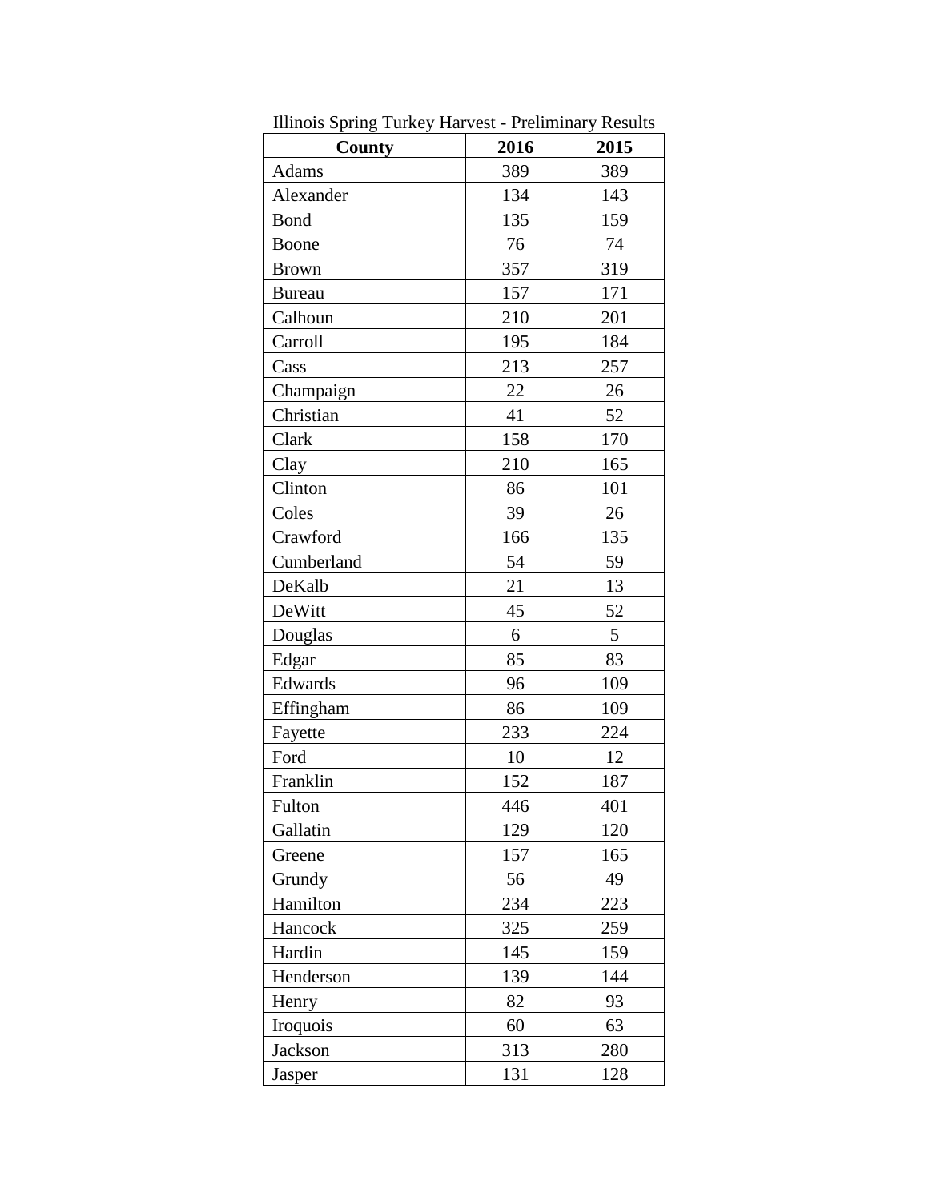Illinois Spring Turkey Harvest - Preliminary Results

| County | 2016 | 2015 |
|---|---|---|
| Adams | 389 | 389 |
| Alexander | 134 | 143 |
| Bond | 135 | 159 |
| Boone | 76 | 74 |
| Brown | 357 | 319 |
| Bureau | 157 | 171 |
| Calhoun | 210 | 201 |
| Carroll | 195 | 184 |
| Cass | 213 | 257 |
| Champaign | 22 | 26 |
| Christian | 41 | 52 |
| Clark | 158 | 170 |
| Clay | 210 | 165 |
| Clinton | 86 | 101 |
| Coles | 39 | 26 |
| Crawford | 166 | 135 |
| Cumberland | 54 | 59 |
| DeKalb | 21 | 13 |
| DeWitt | 45 | 52 |
| Douglas | 6 | 5 |
| Edgar | 85 | 83 |
| Edwards | 96 | 109 |
| Effingham | 86 | 109 |
| Fayette | 233 | 224 |
| Ford | 10 | 12 |
| Franklin | 152 | 187 |
| Fulton | 446 | 401 |
| Gallatin | 129 | 120 |
| Greene | 157 | 165 |
| Grundy | 56 | 49 |
| Hamilton | 234 | 223 |
| Hancock | 325 | 259 |
| Hardin | 145 | 159 |
| Henderson | 139 | 144 |
| Henry | 82 | 93 |
| Iroquois | 60 | 63 |
| Jackson | 313 | 280 |
| Jasper | 131 | 128 |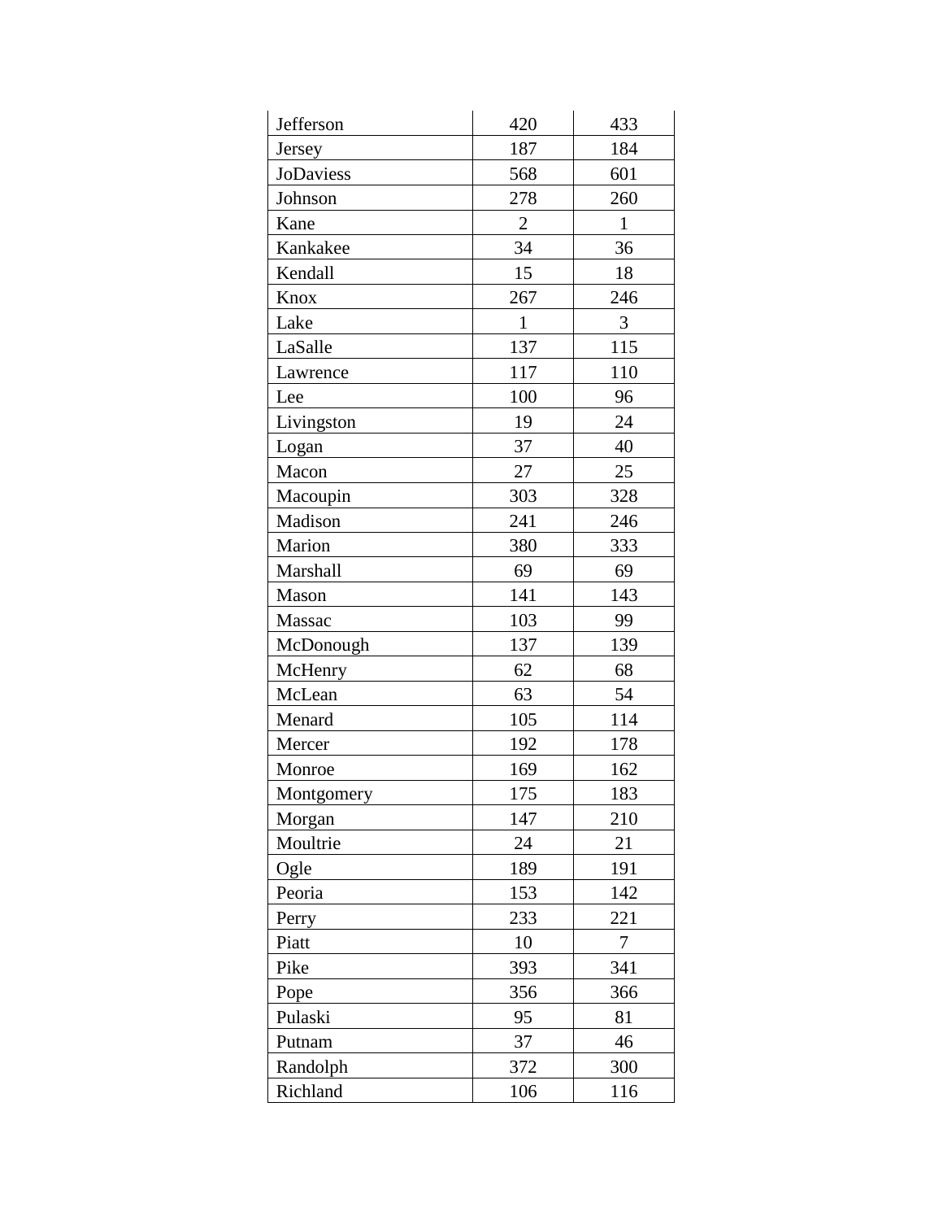| Jefferson | 420 | 433 |
| --- | --- | --- |
| Jersey | 187 | 184 |
| JoDaviess | 568 | 601 |
| Johnson | 278 | 260 |
| Kane | 2 | 1 |
| Kankakee | 34 | 36 |
| Kendall | 15 | 18 |
| Knox | 267 | 246 |
| Lake | 1 | 3 |
| LaSalle | 137 | 115 |
| Lawrence | 117 | 110 |
| Lee | 100 | 96 |
| Livingston | 19 | 24 |
| Logan | 37 | 40 |
| Macon | 27 | 25 |
| Macoupin | 303 | 328 |
| Madison | 241 | 246 |
| Marion | 380 | 333 |
| Marshall | 69 | 69 |
| Mason | 141 | 143 |
| Massac | 103 | 99 |
| McDonough | 137 | 139 |
| McHenry | 62 | 68 |
| McLean | 63 | 54 |
| Menard | 105 | 114 |
| Mercer | 192 | 178 |
| Monroe | 169 | 162 |
| Montgomery | 175 | 183 |
| Morgan | 147 | 210 |
| Moultrie | 24 | 21 |
| Ogle | 189 | 191 |
| Peoria | 153 | 142 |
| Perry | 233 | 221 |
| Piatt | 10 | 7 |
| Pike | 393 | 341 |
| Pope | 356 | 366 |
| Pulaski | 95 | 81 |
| Putnam | 37 | 46 |
| Randolph | 372 | 300 |
| Richland | 106 | 116 |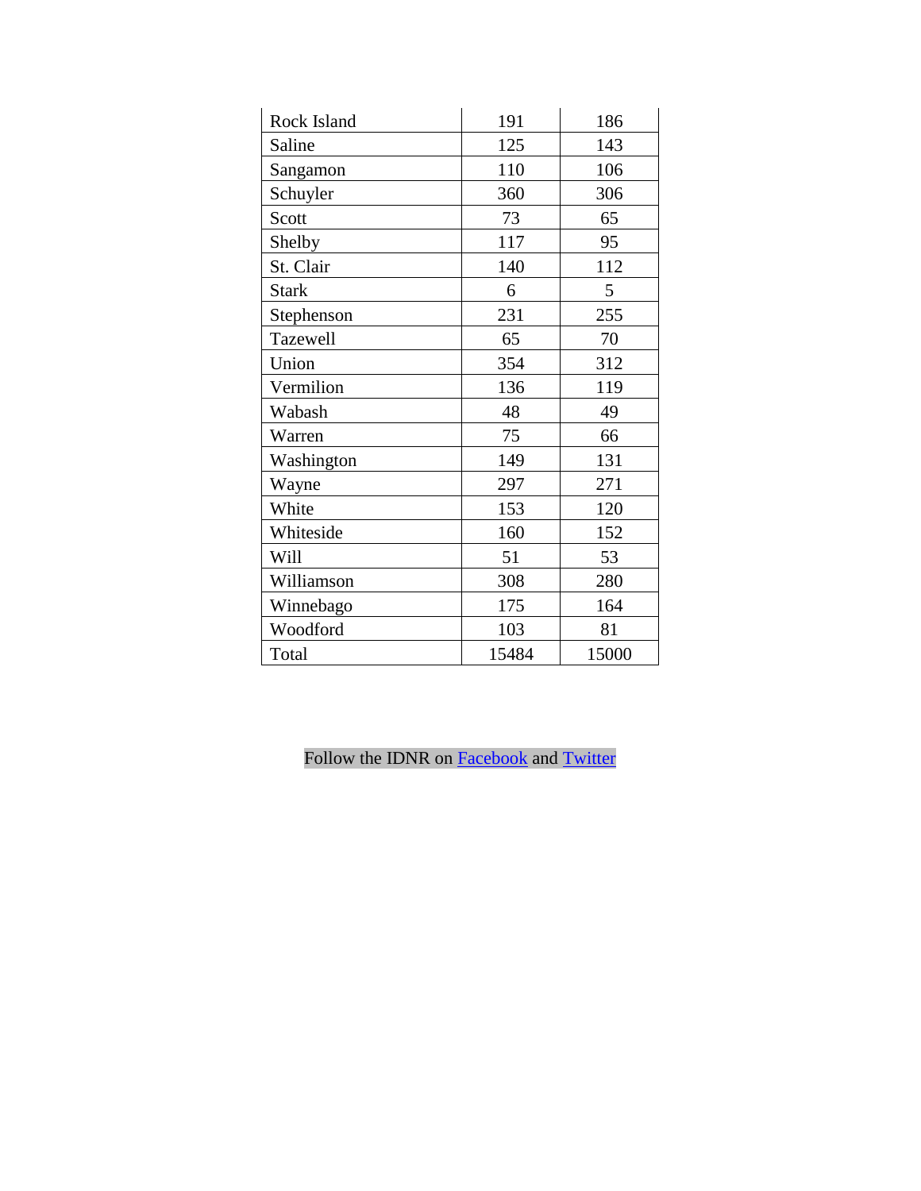| | | |
|---|---|---|
| Rock Island | 191 | 186 |
| Saline | 125 | 143 |
| Sangamon | 110 | 106 |
| Schuyler | 360 | 306 |
| Scott | 73 | 65 |
| Shelby | 117 | 95 |
| St. Clair | 140 | 112 |
| Stark | 6 | 5 |
| Stephenson | 231 | 255 |
| Tazewell | 65 | 70 |
| Union | 354 | 312 |
| Vermilion | 136 | 119 |
| Wabash | 48 | 49 |
| Warren | 75 | 66 |
| Washington | 149 | 131 |
| Wayne | 297 | 271 |
| White | 153 | 120 |
| Whiteside | 160 | 152 |
| Will | 51 | 53 |
| Williamson | 308 | 280 |
| Winnebago | 175 | 164 |
| Woodford | 103 | 81 |
| Total | 15484 | 15000 |

Follow the IDNR on Facebook and Twitter